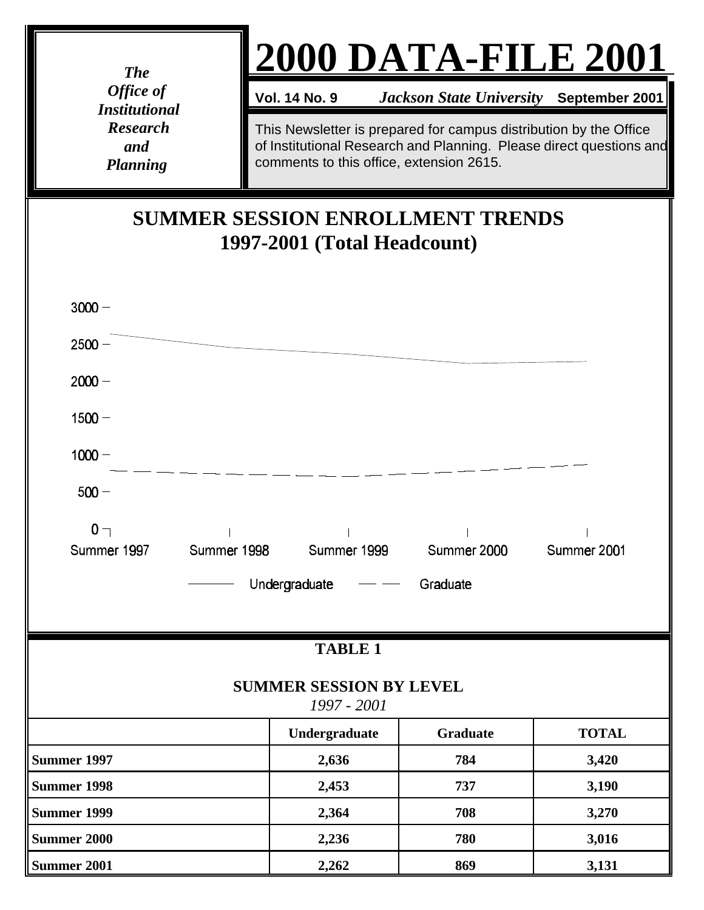*The Office of Institutional Research and Planning*

# 2000 DATA-FILE 2001

**Vol. 14 No. 9** *Jackson State University* **September 2001**

This Newsletter is prepared for campus distribution by the Office of Institutional Research and Planning. Please direct questions and comments to this office, extension 2615.

## SUMMER SESSION ENROLLMENT TRENDS 1997-2001 (Total Headcount)

3000
2500
2000
1500
1000
500
0

Summer 1997 Summer 1998 Summer 1999 Summer 2000 Summer 2001

Undergraduate Graduate

## TABLE 1

### SUMMER SESSION BY LEVEL

*1997 - 2001*

| | Undergraduate | Graduate | TOTAL |
|---|---|---|---|
| **Summer 1997** | **2,636** | **784** | **3,420** |
| **Summer 1998** | **2,453** | **737** | **3,190** |
| **Summer 1999** | **2,364** | **708** | **3,270** |
| **Summer 2000** | **2,236** | **780** | **3,016** |
| **Summer 2001** | **2,262** | **869** | **3,131** |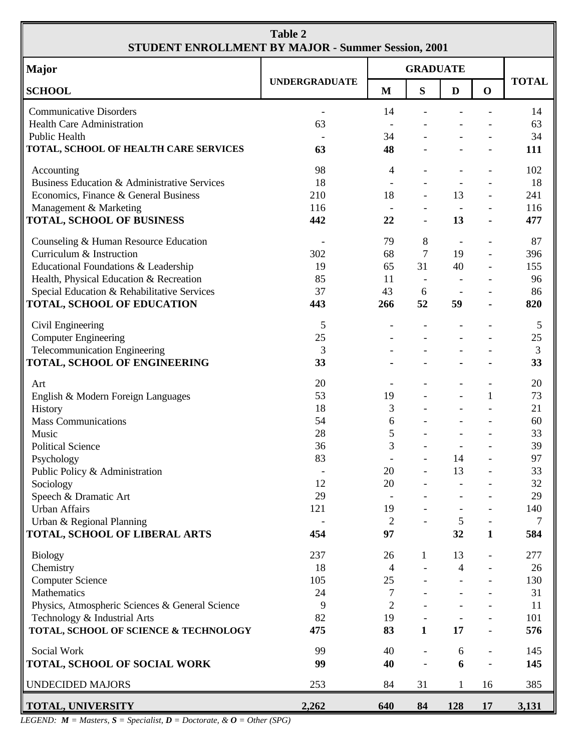**Table 2**
**STUDENT ENROLLMENT BY MAJOR - Summer Session, 2001**

| **Major** / **SCHOOL** | **UNDERGRADUATE** | **GRADUATE** | | | | **TOTAL** |
|---|---|---|---|---|---|---|
| | | **M** | **S** | **D** | **O** | |
| Communicative Disorders | - | 14 | - | - | - | 14 |
| Health Care Administration | 63 | - | - | - | - | 63 |
| Public Health | - | 34 | - | - | - | 34 |
| **TOTAL, SCHOOL OF HEALTH CARE SERVICES** | **63** | **48** | - | - | - | **111** |
| Accounting | 98 | 4 | - | - | - | 102 |
| Business Education & Administrative Services | 18 | - | - | - | - | 18 |
| Economics, Finance & General Business | 210 | 18 | - | 13 | - | 241 |
| Management & Marketing | 116 | - | - | - | - | 116 |
| **TOTAL, SCHOOL OF BUSINESS** | **442** | **22** | - | **13** | - | **477** |
| Counseling & Human Resource Education | - | 79 | 8 | - | - | 87 |
| Curriculum & Instruction | 302 | 68 | 7 | 19 | - | 396 |
| Educational Foundations & Leadership | 19 | 65 | 31 | 40 | - | 155 |
| Health, Physical Education & Recreation | 85 | 11 | - | - | - | 96 |
| Special Education & Rehabilitative Services | 37 | 43 | 6 | - | - | 86 |
| **TOTAL, SCHOOL OF EDUCATION** | **443** | **266** | **52** | **59** | - | **820** |
| Civil Engineering | 5 | - | - | - | - | 5 |
| Computer Engineering | 25 | - | - | - | - | 25 |
| Telecommunication Engineering | 3 | - | - | - | - | 3 |
| **TOTAL, SCHOOL OF ENGINEERING** | **33** | - | - | - | - | **33** |
| Art | 20 | - | - | - | - | 20 |
| English & Modern Foreign Languages | 53 | 19 | - | - | 1 | 73 |
| History | 18 | 3 | - | - | - | 21 |
| Mass Communications | 54 | 6 | - | - | - | 60 |
| Music | 28 | 5 | - | - | - | 33 |
| Political Science | 36 | 3 | - | - | - | 39 |
| Psychology | 83 | - | - | 14 | - | 97 |
| Public Policy & Administration | - | 20 | - | 13 | - | 33 |
| Sociology | 12 | 20 | - | - | - | 32 |
| Speech & Dramatic Art | 29 | - | - | - | - | 29 |
| Urban Affairs | 121 | 19 | - | - | - | 140 |
| Urban & Regional Planning | - | 2 | - | 5 | - | 7 |
| **TOTAL, SCHOOL OF LIBERAL ARTS** | **454** | **97** | | **32** | **1** | **584** |
| Biology | 237 | 26 | 1 | 13 | - | 277 |
| Chemistry | 18 | 4 | - | 4 | - | 26 |
| Computer Science | 105 | 25 | - | - | - | 130 |
| Mathematics | 24 | 7 | - | - | - | 31 |
| Physics, Atmospheric Sciences & General Science | 9 | 2 | - | - | - | 11 |
| Technology & Industrial Arts | 82 | 19 | - | - | - | 101 |
| **TOTAL, SCHOOL OF SCIENCE & TECHNOLOGY** | **475** | **83** | **1** | **17** | - | **576** |
| Social Work | 99 | 40 | - | 6 | - | 145 |
| **TOTAL, SCHOOL OF SOCIAL WORK** | **99** | **40** | - | **6** | - | **145** |
| UNDECIDED MAJORS | 253 | 84 | 31 | 1 | 16 | 385 |
| **TOTAL, UNIVERSITY** | **2,262** | **640** | **84** | **128** | **17** | **3,131** |

*LEGEND: **M** = Masters, **S** = Specialist, **D** = Doctorate, & **O** = Other (SPG)*